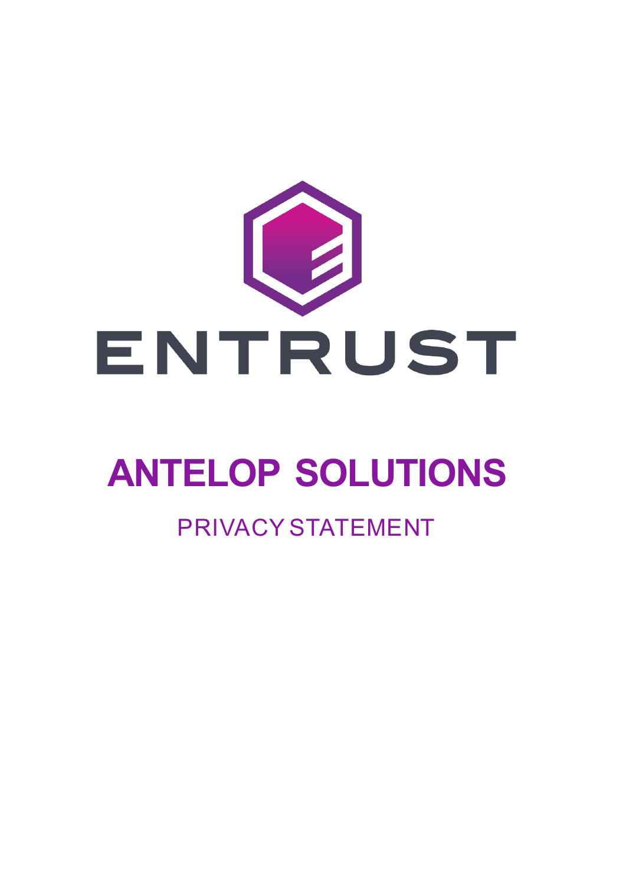ENTRUST

# ANTELOP SOLUTIONS

## PRIVACY STATEMENT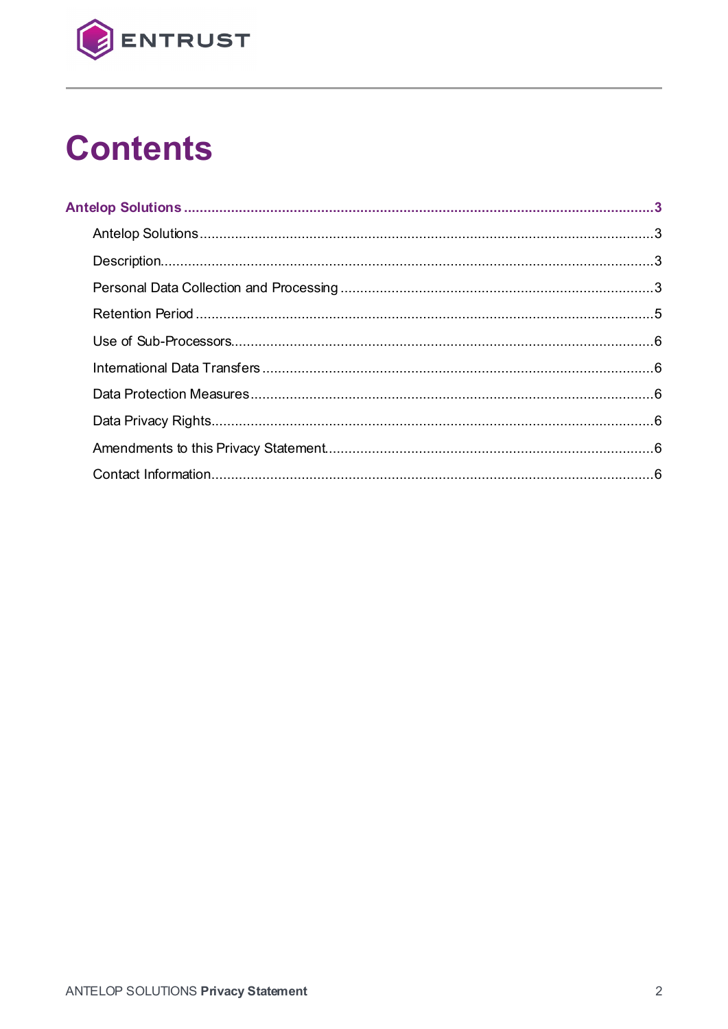# Contents

**Antelop Solutions ....... 3**

- Antelop Solutions ....... 3
- Description ....... 3
- Personal Data Collection and Processing ....... 3
- Retention Period ....... 5
- Use of Sub-Processors ....... 6
- International Data Transfers ....... 6
- Data Protection Measures ....... 6
- Data Privacy Rights ....... 6
- Amendments to this Privacy Statement ....... 6
- Contact Information ....... 6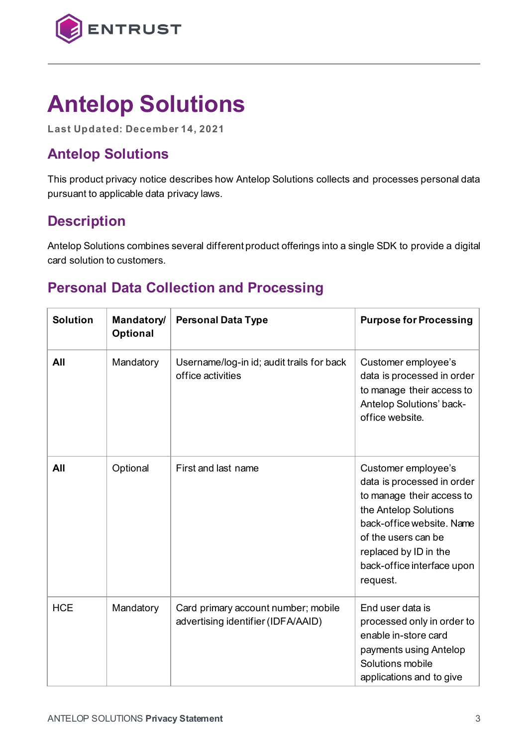# Antelop Solutions

**Last Updated: December 14, 2021**

## Antelop Solutions

This product privacy notice describes how Antelop Solutions collects and processes personal data pursuant to applicable data privacy laws.

## Description

Antelop Solutions combines several different product offerings into a single SDK to provide a digital card solution to customers.

## Personal Data Collection and Processing

| Solution | Mandatory/ Optional | Personal Data Type | Purpose for Processing |
|---|---|---|---|
| **All** | Mandatory | Username/log-in id; audit trails for back office activities | Customer employee's data is processed in order to manage their access to Antelop Solutions' back-office website. |
| **All** | Optional | First and last name | Customer employee's data is processed in order to manage their access to the Antelop Solutions back-office website. Name of the users can be replaced by ID in the back-office interface upon request. |
| HCE | Mandatory | Card primary account number; mobile advertising identifier (IDFA/AAID) | End user data is processed only in order to enable in-store card payments using Antelop Solutions mobile applications and to give |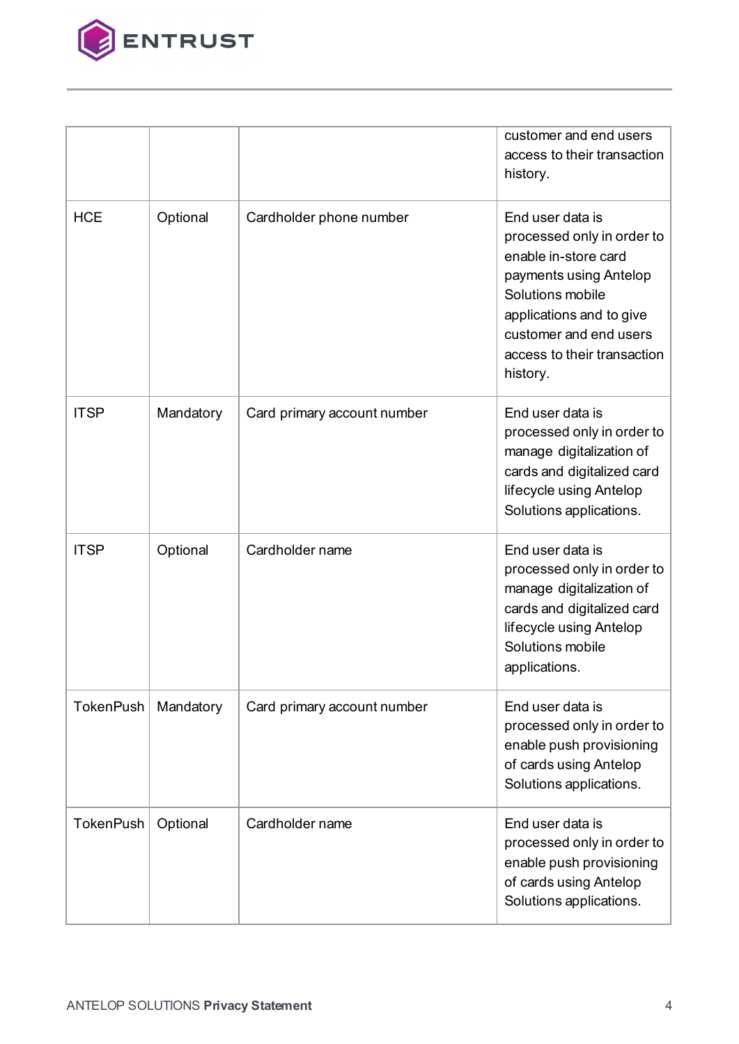| | | | |
|---|---|---|---|
| | | | customer and end users access to their transaction history. |
| HCE | Optional | Cardholder phone number | End user data is processed only in order to enable in-store card payments using Antelop Solutions mobile applications and to give customer and end users access to their transaction history. |
| ITSP | Mandatory | Card primary account number | End user data is processed only in order to manage digitalization of cards and digitalized card lifecycle using Antelop Solutions applications. |
| ITSP | Optional | Cardholder name | End user data is processed only in order to manage digitalization of cards and digitalized card lifecycle using Antelop Solutions mobile applications. |
| TokenPush | Mandatory | Card primary account number | End user data is processed only in order to enable push provisioning of cards using Antelop Solutions applications. |
| TokenPush | Optional | Cardholder name | End user data is processed only in order to enable push provisioning of cards using Antelop Solutions applications. |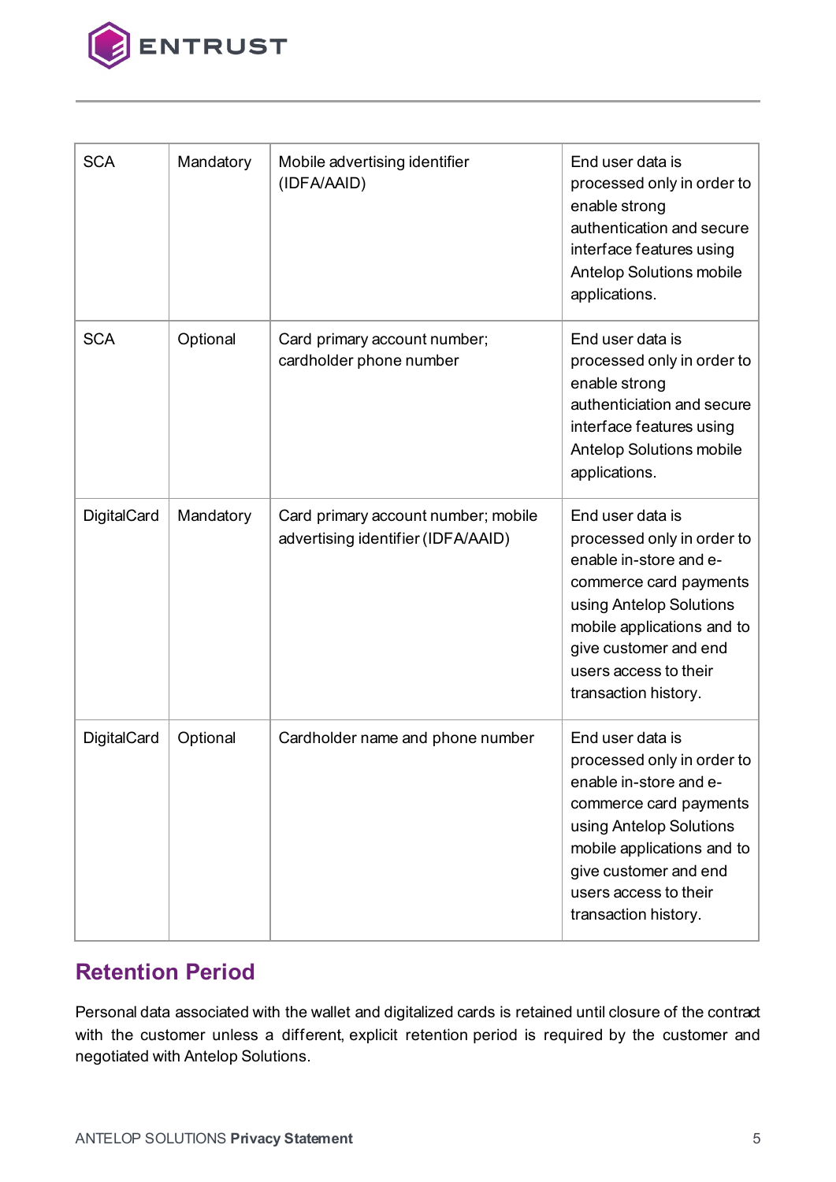| SCA | Mandatory | Mobile advertising identifier (IDFA/AAID) | End user data is processed only in order to enable strong authentication and secure interface features using Antelop Solutions mobile applications. |
|---|---|---|---|
| SCA | Optional | Card primary account number; cardholder phone number | End user data is processed only in order to enable strong authenticiation and secure interface features using Antelop Solutions mobile applications. |
| DigitalCard | Mandatory | Card primary account number; mobile advertising identifier (IDFA/AAID) | End user data is processed only in order to enable in-store and e-commerce card payments using Antelop Solutions mobile applications and to give customer and end users access to their transaction history. |
| DigitalCard | Optional | Cardholder name and phone number | End user data is processed only in order to enable in-store and e-commerce card payments using Antelop Solutions mobile applications and to give customer and end users access to their transaction history. |

## Retention Period

Personal data associated with the wallet and digitalized cards is retained until closure of the contract with the customer unless a different, explicit retention period is required by the customer and negotiated with Antelop Solutions.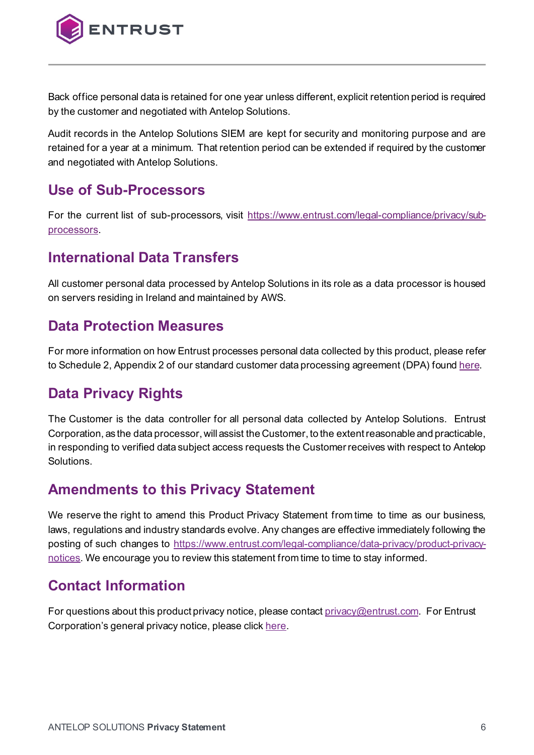Back office personal data is retained for one year unless different, explicit retention period is required by the customer and negotiated with Antelop Solutions.

Audit records in the Antelop Solutions SIEM are kept for security and monitoring purpose and are retained for a year at a minimum. That retention period can be extended if required by the customer and negotiated with Antelop Solutions.

## Use of Sub-Processors

For the current list of sub-processors, visit [https://www.entrust.com/legal-compliance/privacy/sub-processors](https://www.entrust.com/legal-compliance/privacy/sub-processors).

## International Data Transfers

All customer personal data processed by Antelop Solutions in its role as a data processor is housed on servers residing in Ireland and maintained by AWS.

## Data Protection Measures

For more information on how Entrust processes personal data collected by this product, please refer to Schedule 2, Appendix 2 of our standard customer data processing agreement (DPA) found here.

## Data Privacy Rights

The Customer is the data controller for all personal data collected by Antelop Solutions. Entrust Corporation, as the data processor, will assist the Customer, to the extent reasonable and practicable, in responding to verified data subject access requests the Customer receives with respect to Antelop Solutions.

## Amendments to this Privacy Statement

We reserve the right to amend this Product Privacy Statement from time to time as our business, laws, regulations and industry standards evolve. Any changes are effective immediately following the posting of such changes to [https://www.entrust.com/legal-compliance/data-privacy/product-privacy-notices](https://www.entrust.com/legal-compliance/data-privacy/product-privacy-notices). We encourage you to review this statement from time to time to stay informed.

## Contact Information

For questions about this product privacy notice, please contact privacy@entrust.com. For Entrust Corporation's general privacy notice, please click here.